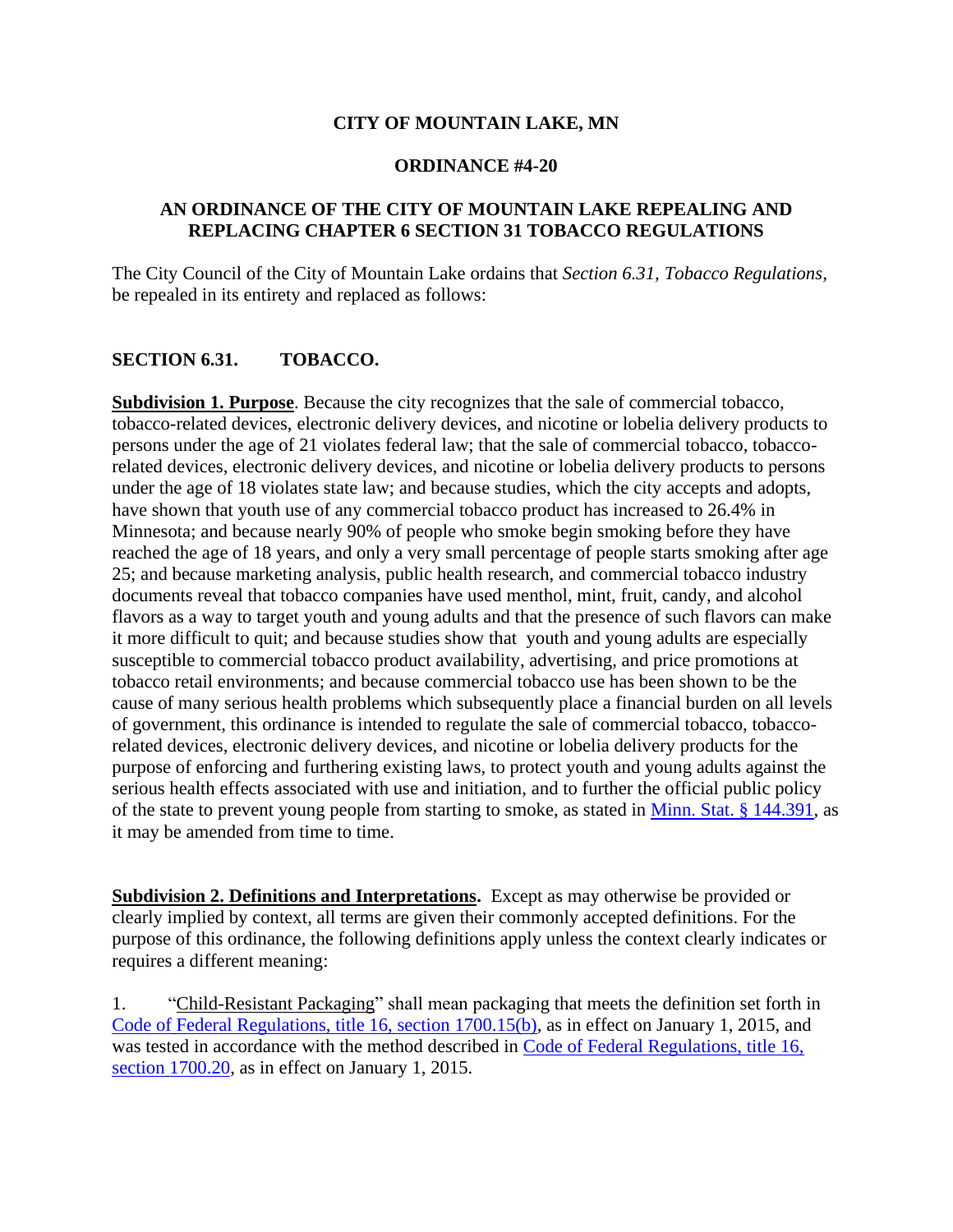**CITY OF MOUNTAIN LAKE, MN**

**ORDINANCE #4-20**

**AN ORDINANCE OF THE CITY OF MOUNTAIN LAKE REPEALING AND REPLACING CHAPTER 6 SECTION 31 TOBACCO REGULATIONS**

The City Council of the City of Mountain Lake ordains that *Section 6.31, Tobacco Regulations,* be repealed in its entirety and replaced as follows:

## SECTION 6.31. TOBACCO.

**Subdivision 1. Purpose**. Because the city recognizes that the sale of commercial tobacco, tobacco-related devices, electronic delivery devices, and nicotine or lobelia delivery products to persons under the age of 21 violates federal law; that the sale of commercial tobacco, tobacco-related devices, electronic delivery devices, and nicotine or lobelia delivery products to persons under the age of 18 violates state law; and because studies, which the city accepts and adopts, have shown that youth use of any commercial tobacco product has increased to 26.4% in Minnesota; and because nearly 90% of people who smoke begin smoking before they have reached the age of 18 years, and only a very small percentage of people starts smoking after age 25; and because marketing analysis, public health research, and commercial tobacco industry documents reveal that tobacco companies have used menthol, mint, fruit, candy, and alcohol flavors as a way to target youth and young adults and that the presence of such flavors can make it more difficult to quit; and because studies show that youth and young adults are especially susceptible to commercial tobacco product availability, advertising, and price promotions at tobacco retail environments; and because commercial tobacco use has been shown to be the cause of many serious health problems which subsequently place a financial burden on all levels of government, this ordinance is intended to regulate the sale of commercial tobacco, tobacco-related devices, electronic delivery devices, and nicotine or lobelia delivery products for the purpose of enforcing and furthering existing laws, to protect youth and young adults against the serious health effects associated with use and initiation, and to further the official public policy of the state to prevent young people from starting to smoke, as stated in Minn. Stat. § 144.391, as it may be amended from time to time.

**Subdivision 2. Definitions and Interpretations.** Except as may otherwise be provided or clearly implied by context, all terms are given their commonly accepted definitions. For the purpose of this ordinance, the following definitions apply unless the context clearly indicates or requires a different meaning:

1. "Child-Resistant Packaging" shall mean packaging that meets the definition set forth in Code of Federal Regulations, title 16, section 1700.15(b), as in effect on January 1, 2015, and was tested in accordance with the method described in Code of Federal Regulations, title 16, section 1700.20, as in effect on January 1, 2015.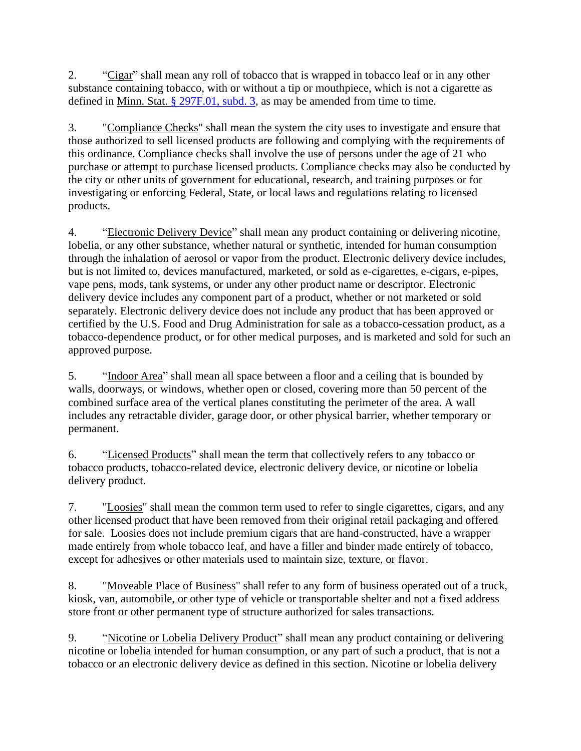2. "Cigar" shall mean any roll of tobacco that is wrapped in tobacco leaf or in any other substance containing tobacco, with or without a tip or mouthpiece, which is not a cigarette as defined in Minn. Stat. § 297F.01, subd. 3, as may be amended from time to time.

3. "Compliance Checks" shall mean the system the city uses to investigate and ensure that those authorized to sell licensed products are following and complying with the requirements of this ordinance. Compliance checks shall involve the use of persons under the age of 21 who purchase or attempt to purchase licensed products. Compliance checks may also be conducted by the city or other units of government for educational, research, and training purposes or for investigating or enforcing Federal, State, or local laws and regulations relating to licensed products.

4. "Electronic Delivery Device" shall mean any product containing or delivering nicotine, lobelia, or any other substance, whether natural or synthetic, intended for human consumption through the inhalation of aerosol or vapor from the product. Electronic delivery device includes, but is not limited to, devices manufactured, marketed, or sold as e-cigarettes, e-cigars, e-pipes, vape pens, mods, tank systems, or under any other product name or descriptor. Electronic delivery device includes any component part of a product, whether or not marketed or sold separately. Electronic delivery device does not include any product that has been approved or certified by the U.S. Food and Drug Administration for sale as a tobacco-cessation product, as a tobacco-dependence product, or for other medical purposes, and is marketed and sold for such an approved purpose.

5. "Indoor Area" shall mean all space between a floor and a ceiling that is bounded by walls, doorways, or windows, whether open or closed, covering more than 50 percent of the combined surface area of the vertical planes constituting the perimeter of the area. A wall includes any retractable divider, garage door, or other physical barrier, whether temporary or permanent.

6. "Licensed Products" shall mean the term that collectively refers to any tobacco or tobacco products, tobacco-related device, electronic delivery device, or nicotine or lobelia delivery product.

7. "Loosies" shall mean the common term used to refer to single cigarettes, cigars, and any other licensed product that have been removed from their original retail packaging and offered for sale. Loosies does not include premium cigars that are hand-constructed, have a wrapper made entirely from whole tobacco leaf, and have a filler and binder made entirely of tobacco, except for adhesives or other materials used to maintain size, texture, or flavor.

8. "Moveable Place of Business" shall refer to any form of business operated out of a truck, kiosk, van, automobile, or other type of vehicle or transportable shelter and not a fixed address store front or other permanent type of structure authorized for sales transactions.

9. "Nicotine or Lobelia Delivery Product" shall mean any product containing or delivering nicotine or lobelia intended for human consumption, or any part of such a product, that is not a tobacco or an electronic delivery device as defined in this section. Nicotine or lobelia delivery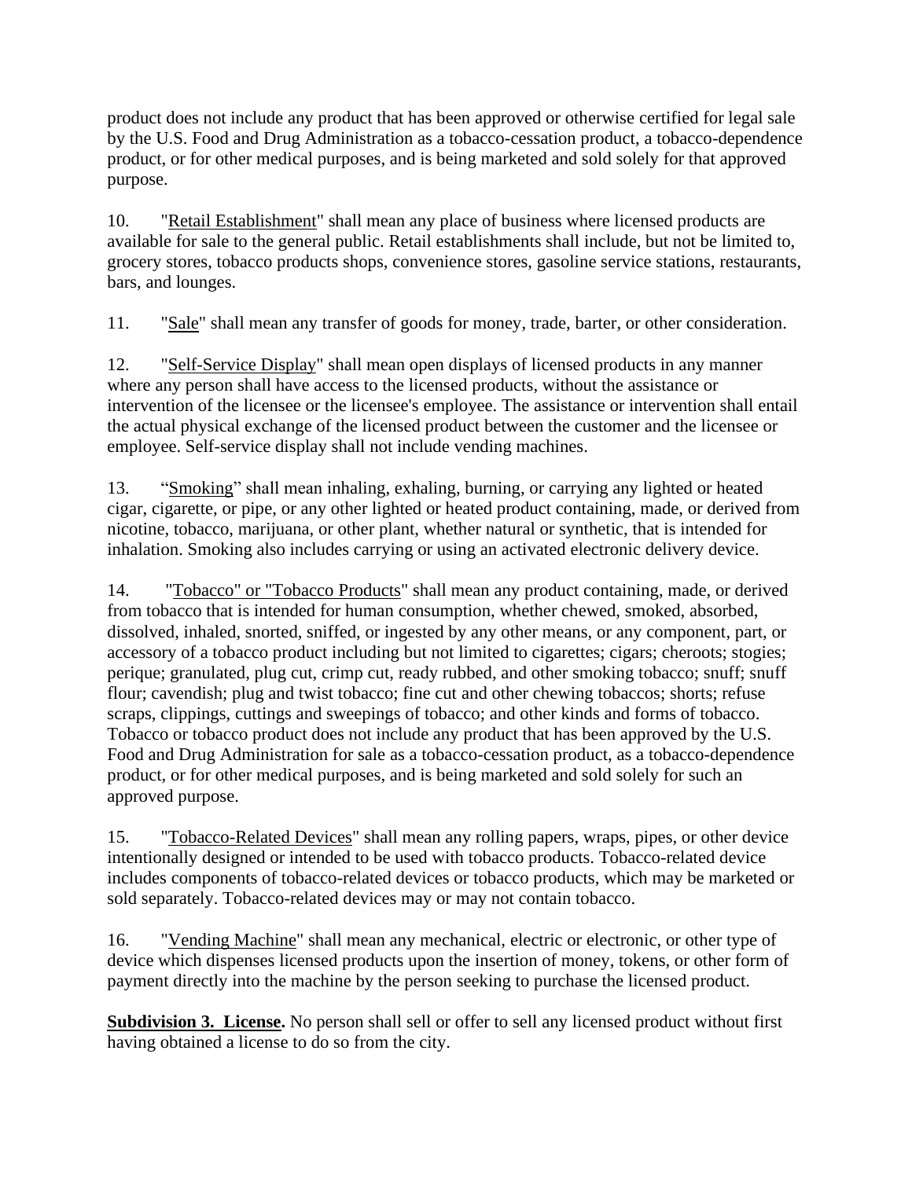product does not include any product that has been approved or otherwise certified for legal sale by the U.S. Food and Drug Administration as a tobacco-cessation product, a tobacco-dependence product, or for other medical purposes, and is being marketed and sold solely for that approved purpose.

10. "Retail Establishment" shall mean any place of business where licensed products are available for sale to the general public. Retail establishments shall include, but not be limited to, grocery stores, tobacco products shops, convenience stores, gasoline service stations, restaurants, bars, and lounges.

11. "Sale" shall mean any transfer of goods for money, trade, barter, or other consideration.

12. "Self-Service Display" shall mean open displays of licensed products in any manner where any person shall have access to the licensed products, without the assistance or intervention of the licensee or the licensee's employee. The assistance or intervention shall entail the actual physical exchange of the licensed product between the customer and the licensee or employee. Self-service display shall not include vending machines.

13. "Smoking" shall mean inhaling, exhaling, burning, or carrying any lighted or heated cigar, cigarette, or pipe, or any other lighted or heated product containing, made, or derived from nicotine, tobacco, marijuana, or other plant, whether natural or synthetic, that is intended for inhalation. Smoking also includes carrying or using an activated electronic delivery device.

14. "Tobacco" or "Tobacco Products" shall mean any product containing, made, or derived from tobacco that is intended for human consumption, whether chewed, smoked, absorbed, dissolved, inhaled, snorted, sniffed, or ingested by any other means, or any component, part, or accessory of a tobacco product including but not limited to cigarettes; cigars; cheroots; stogies; perique; granulated, plug cut, crimp cut, ready rubbed, and other smoking tobacco; snuff; snuff flour; cavendish; plug and twist tobacco; fine cut and other chewing tobaccos; shorts; refuse scraps, clippings, cuttings and sweepings of tobacco; and other kinds and forms of tobacco. Tobacco or tobacco product does not include any product that has been approved by the U.S. Food and Drug Administration for sale as a tobacco-cessation product, as a tobacco-dependence product, or for other medical purposes, and is being marketed and sold solely for such an approved purpose.

15. "Tobacco-Related Devices" shall mean any rolling papers, wraps, pipes, or other device intentionally designed or intended to be used with tobacco products. Tobacco-related device includes components of tobacco-related devices or tobacco products, which may be marketed or sold separately. Tobacco-related devices may or may not contain tobacco.

16. "Vending Machine" shall mean any mechanical, electric or electronic, or other type of device which dispenses licensed products upon the insertion of money, tokens, or other form of payment directly into the machine by the person seeking to purchase the licensed product.

**Subdivision 3. License.** No person shall sell or offer to sell any licensed product without first having obtained a license to do so from the city.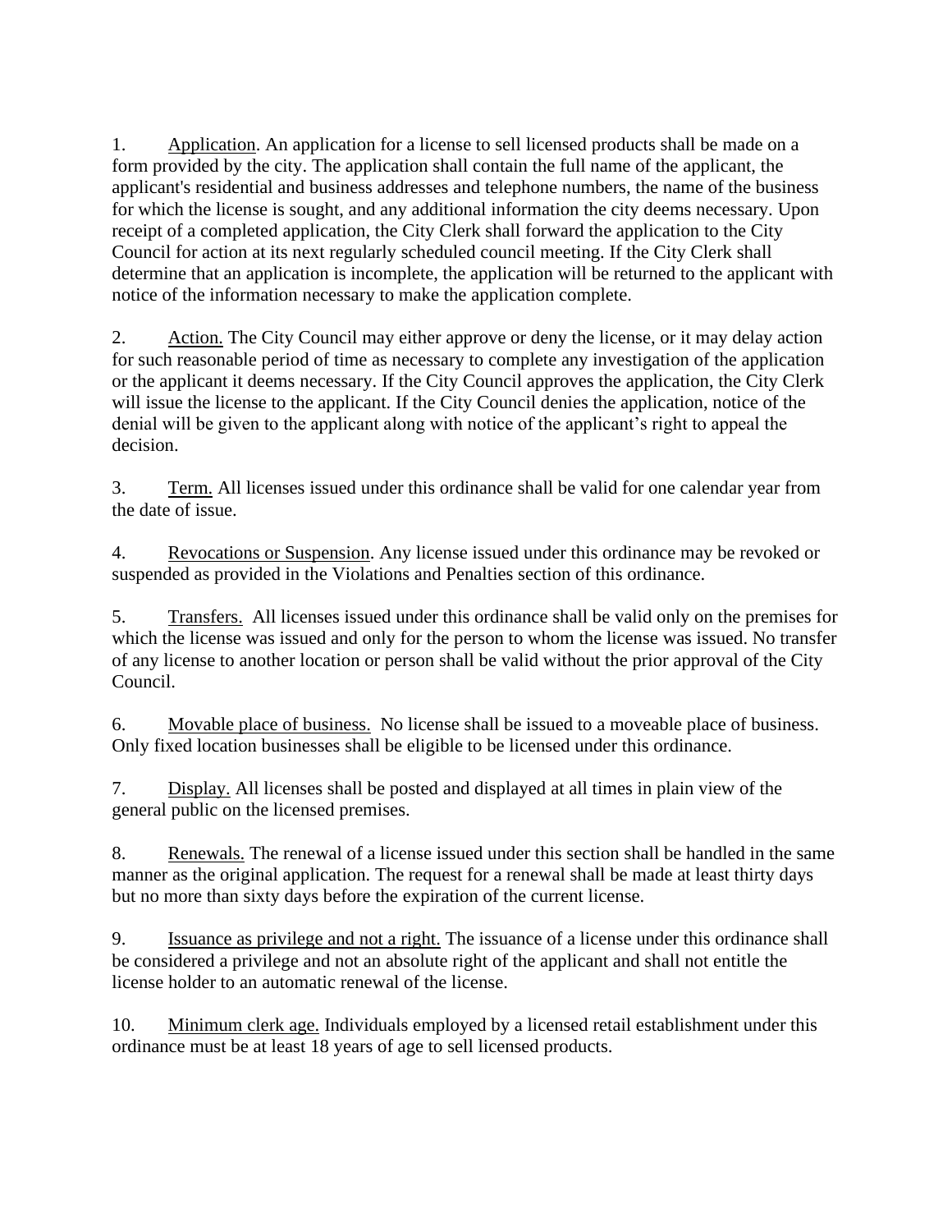1. Application. An application for a license to sell licensed products shall be made on a form provided by the city. The application shall contain the full name of the applicant, the applicant's residential and business addresses and telephone numbers, the name of the business for which the license is sought, and any additional information the city deems necessary. Upon receipt of a completed application, the City Clerk shall forward the application to the City Council for action at its next regularly scheduled council meeting. If the City Clerk shall determine that an application is incomplete, the application will be returned to the applicant with notice of the information necessary to make the application complete.

2. Action. The City Council may either approve or deny the license, or it may delay action for such reasonable period of time as necessary to complete any investigation of the application or the applicant it deems necessary. If the City Council approves the application, the City Clerk will issue the license to the applicant. If the City Council denies the application, notice of the denial will be given to the applicant along with notice of the applicant's right to appeal the decision.

3. Term. All licenses issued under this ordinance shall be valid for one calendar year from the date of issue.

4. Revocations or Suspension. Any license issued under this ordinance may be revoked or suspended as provided in the Violations and Penalties section of this ordinance.

5. Transfers. All licenses issued under this ordinance shall be valid only on the premises for which the license was issued and only for the person to whom the license was issued. No transfer of any license to another location or person shall be valid without the prior approval of the City Council.

6. Movable place of business. No license shall be issued to a moveable place of business. Only fixed location businesses shall be eligible to be licensed under this ordinance.

7. Display. All licenses shall be posted and displayed at all times in plain view of the general public on the licensed premises.

8. Renewals. The renewal of a license issued under this section shall be handled in the same manner as the original application. The request for a renewal shall be made at least thirty days but no more than sixty days before the expiration of the current license.

9. Issuance as privilege and not a right. The issuance of a license under this ordinance shall be considered a privilege and not an absolute right of the applicant and shall not entitle the license holder to an automatic renewal of the license.

10. Minimum clerk age. Individuals employed by a licensed retail establishment under this ordinance must be at least 18 years of age to sell licensed products.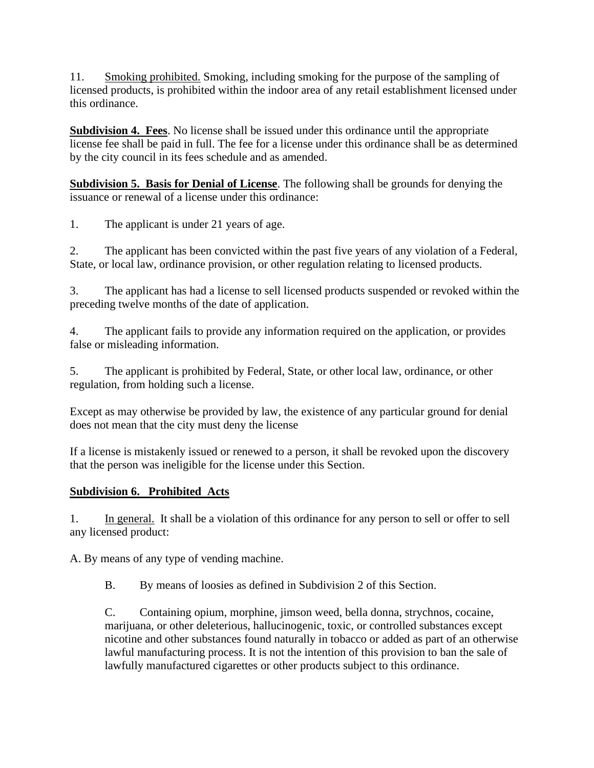11. <u>Smoking prohibited.</u> Smoking, including smoking for the purpose of the sampling of licensed products, is prohibited within the indoor area of any retail establishment licensed under this ordinance.

**<u>Subdivision 4. Fees</u>**. No license shall be issued under this ordinance until the appropriate license fee shall be paid in full. The fee for a license under this ordinance shall be as determined by the city council in its fees schedule and as amended.

**<u>Subdivision 5. Basis for Denial of License</u>**. The following shall be grounds for denying the issuance or renewal of a license under this ordinance:

1. The applicant is under 21 years of age.

2. The applicant has been convicted within the past five years of any violation of a Federal, State, or local law, ordinance provision, or other regulation relating to licensed products.

3. The applicant has had a license to sell licensed products suspended or revoked within the preceding twelve months of the date of application.

4. The applicant fails to provide any information required on the application, or provides false or misleading information.

5. The applicant is prohibited by Federal, State, or other local law, ordinance, or other regulation, from holding such a license.

Except as may otherwise be provided by law, the existence of any particular ground for denial does not mean that the city must deny the license

If a license is mistakenly issued or renewed to a person, it shall be revoked upon the discovery that the person was ineligible for the license under this Section.

**<u>Subdivision 6. Prohibited Acts</u>**

1. <u>In general.</u> It shall be a violation of this ordinance for any person to sell or offer to sell any licensed product:

A. By means of any type of vending machine.

B. By means of loosies as defined in Subdivision 2 of this Section.

C. Containing opium, morphine, jimson weed, bella donna, strychnos, cocaine, marijuana, or other deleterious, hallucinogenic, toxic, or controlled substances except nicotine and other substances found naturally in tobacco or added as part of an otherwise lawful manufacturing process. It is not the intention of this provision to ban the sale of lawfully manufactured cigarettes or other products subject to this ordinance.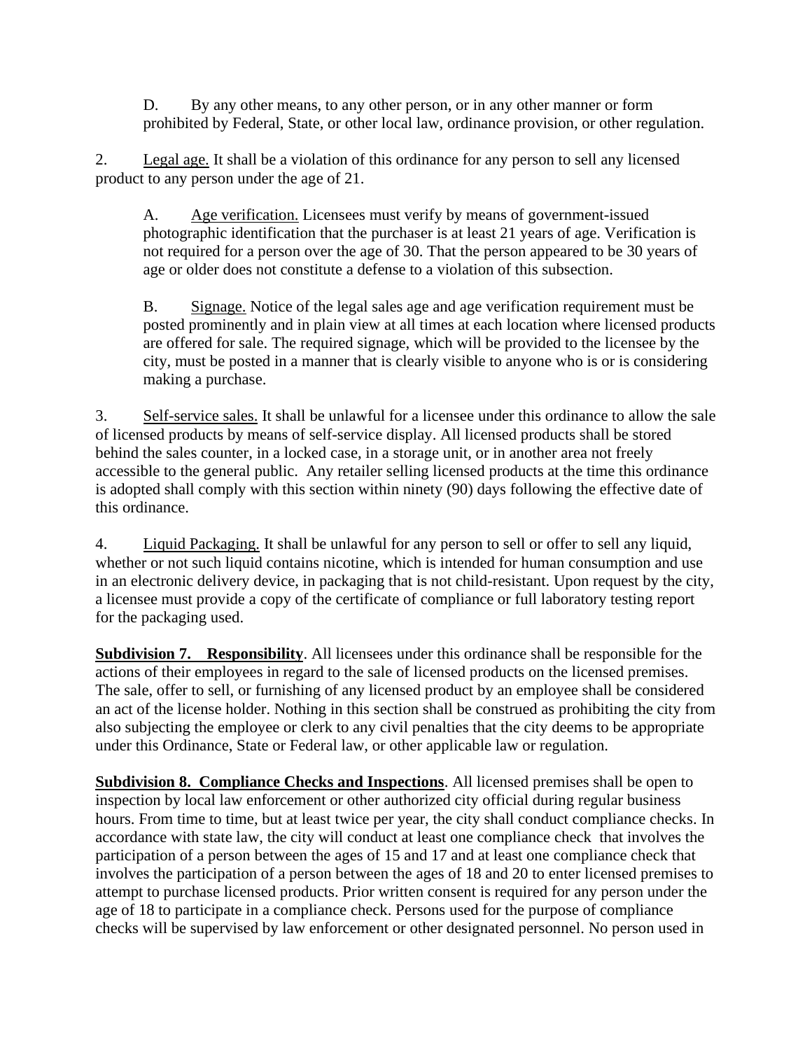D. By any other means, to any other person, or in any other manner or form prohibited by Federal, State, or other local law, ordinance provision, or other regulation.

2. Legal age. It shall be a violation of this ordinance for any person to sell any licensed product to any person under the age of 21.

A. Age verification. Licensees must verify by means of government-issued photographic identification that the purchaser is at least 21 years of age. Verification is not required for a person over the age of 30. That the person appeared to be 30 years of age or older does not constitute a defense to a violation of this subsection.

B. Signage. Notice of the legal sales age and age verification requirement must be posted prominently and in plain view at all times at each location where licensed products are offered for sale. The required signage, which will be provided to the licensee by the city, must be posted in a manner that is clearly visible to anyone who is or is considering making a purchase.

3. Self-service sales. It shall be unlawful for a licensee under this ordinance to allow the sale of licensed products by means of self-service display. All licensed products shall be stored behind the sales counter, in a locked case, in a storage unit, or in another area not freely accessible to the general public. Any retailer selling licensed products at the time this ordinance is adopted shall comply with this section within ninety (90) days following the effective date of this ordinance.

4. Liquid Packaging. It shall be unlawful for any person to sell or offer to sell any liquid, whether or not such liquid contains nicotine, which is intended for human consumption and use in an electronic delivery device, in packaging that is not child-resistant. Upon request by the city, a licensee must provide a copy of the certificate of compliance or full laboratory testing report for the packaging used.

**Subdivision 7. Responsibility**. All licensees under this ordinance shall be responsible for the actions of their employees in regard to the sale of licensed products on the licensed premises. The sale, offer to sell, or furnishing of any licensed product by an employee shall be considered an act of the license holder. Nothing in this section shall be construed as prohibiting the city from also subjecting the employee or clerk to any civil penalties that the city deems to be appropriate under this Ordinance, State or Federal law, or other applicable law or regulation.

**Subdivision 8. Compliance Checks and Inspections**. All licensed premises shall be open to inspection by local law enforcement or other authorized city official during regular business hours. From time to time, but at least twice per year, the city shall conduct compliance checks. In accordance with state law, the city will conduct at least one compliance check that involves the participation of a person between the ages of 15 and 17 and at least one compliance check that involves the participation of a person between the ages of 18 and 20 to enter licensed premises to attempt to purchase licensed products. Prior written consent is required for any person under the age of 18 to participate in a compliance check. Persons used for the purpose of compliance checks will be supervised by law enforcement or other designated personnel. No person used in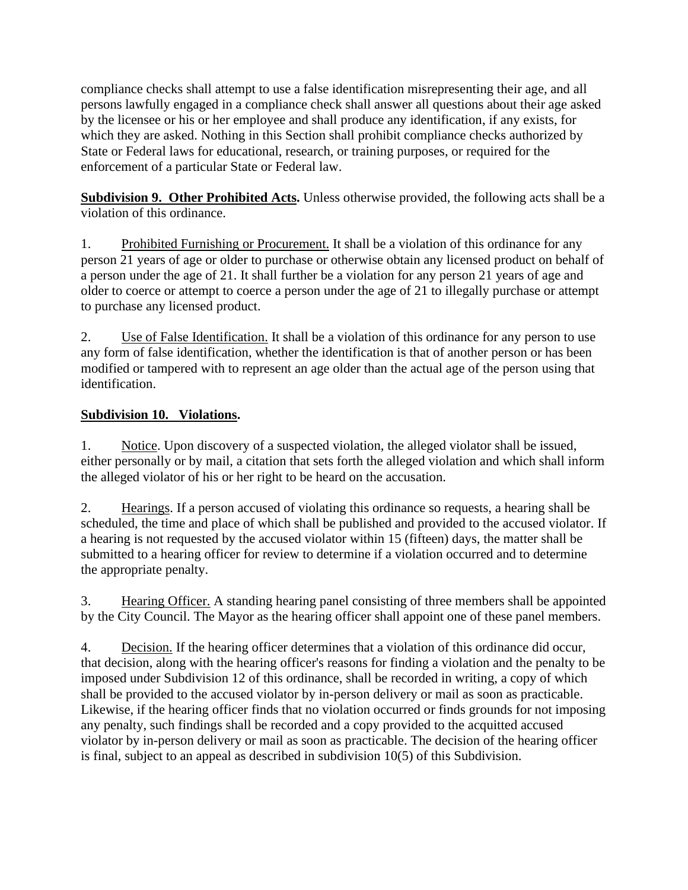compliance checks shall attempt to use a false identification misrepresenting their age, and all persons lawfully engaged in a compliance check shall answer all questions about their age asked by the licensee or his or her employee and shall produce any identification, if any exists, for which they are asked. Nothing in this Section shall prohibit compliance checks authorized by State or Federal laws for educational, research, or training purposes, or required for the enforcement of a particular State or Federal law.

**Subdivision 9. Other Prohibited Acts.** Unless otherwise provided, the following acts shall be a violation of this ordinance.

1. Prohibited Furnishing or Procurement. It shall be a violation of this ordinance for any person 21 years of age or older to purchase or otherwise obtain any licensed product on behalf of a person under the age of 21. It shall further be a violation for any person 21 years of age and older to coerce or attempt to coerce a person under the age of 21 to illegally purchase or attempt to purchase any licensed product.

2. Use of False Identification. It shall be a violation of this ordinance for any person to use any form of false identification, whether the identification is that of another person or has been modified or tampered with to represent an age older than the actual age of the person using that identification.

**Subdivision 10. Violations.**

1. Notice. Upon discovery of a suspected violation, the alleged violator shall be issued, either personally or by mail, a citation that sets forth the alleged violation and which shall inform the alleged violator of his or her right to be heard on the accusation.

2. Hearings. If a person accused of violating this ordinance so requests, a hearing shall be scheduled, the time and place of which shall be published and provided to the accused violator. If a hearing is not requested by the accused violator within 15 (fifteen) days, the matter shall be submitted to a hearing officer for review to determine if a violation occurred and to determine the appropriate penalty.

3. Hearing Officer. A standing hearing panel consisting of three members shall be appointed by the City Council. The Mayor as the hearing officer shall appoint one of these panel members.

4. Decision. If the hearing officer determines that a violation of this ordinance did occur, that decision, along with the hearing officer's reasons for finding a violation and the penalty to be imposed under Subdivision 12 of this ordinance, shall be recorded in writing, a copy of which shall be provided to the accused violator by in-person delivery or mail as soon as practicable. Likewise, if the hearing officer finds that no violation occurred or finds grounds for not imposing any penalty, such findings shall be recorded and a copy provided to the acquitted accused violator by in-person delivery or mail as soon as practicable. The decision of the hearing officer is final, subject to an appeal as described in subdivision 10(5) of this Subdivision.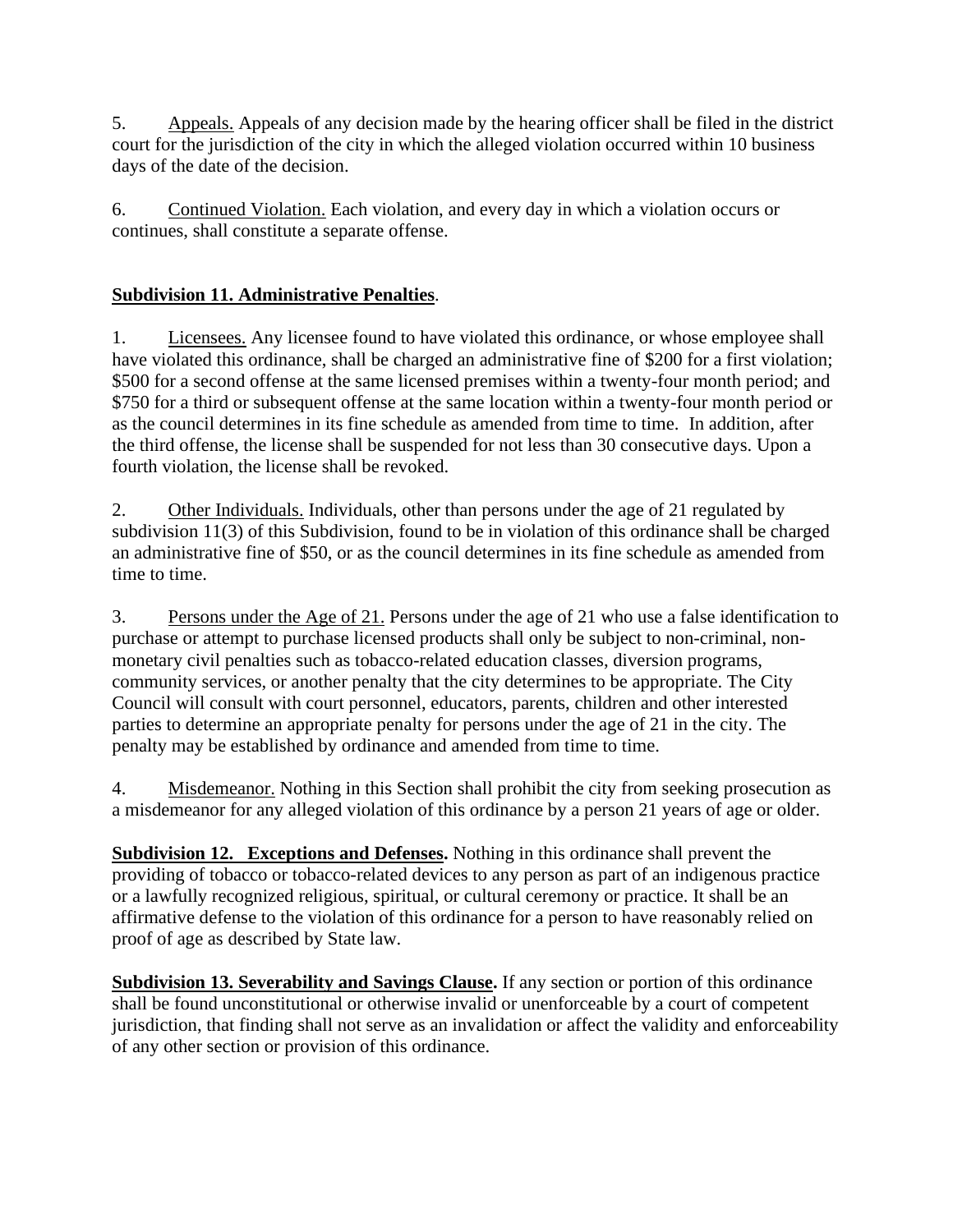5. Appeals. Appeals of any decision made by the hearing officer shall be filed in the district court for the jurisdiction of the city in which the alleged violation occurred within 10 business days of the date of the decision.

6. Continued Violation. Each violation, and every day in which a violation occurs or continues, shall constitute a separate offense.

**Subdivision 11. Administrative Penalties**.

1. Licensees. Any licensee found to have violated this ordinance, or whose employee shall have violated this ordinance, shall be charged an administrative fine of $200 for a first violation; $500 for a second offense at the same licensed premises within a twenty-four month period; and $750 for a third or subsequent offense at the same location within a twenty-four month period or as the council determines in its fine schedule as amended from time to time. In addition, after the third offense, the license shall be suspended for not less than 30 consecutive days. Upon a fourth violation, the license shall be revoked.

2. Other Individuals. Individuals, other than persons under the age of 21 regulated by subdivision 11(3) of this Subdivision, found to be in violation of this ordinance shall be charged an administrative fine of $50, or as the council determines in its fine schedule as amended from time to time.

3. Persons under the Age of 21. Persons under the age of 21 who use a false identification to purchase or attempt to purchase licensed products shall only be subject to non-criminal, non-monetary civil penalties such as tobacco-related education classes, diversion programs, community services, or another penalty that the city determines to be appropriate. The City Council will consult with court personnel, educators, parents, children and other interested parties to determine an appropriate penalty for persons under the age of 21 in the city. The penalty may be established by ordinance and amended from time to time.

4. Misdemeanor. Nothing in this Section shall prohibit the city from seeking prosecution as a misdemeanor for any alleged violation of this ordinance by a person 21 years of age or older.

**Subdivision 12. Exceptions and Defenses.** Nothing in this ordinance shall prevent the providing of tobacco or tobacco-related devices to any person as part of an indigenous practice or a lawfully recognized religious, spiritual, or cultural ceremony or practice. It shall be an affirmative defense to the violation of this ordinance for a person to have reasonably relied on proof of age as described by State law.

**Subdivision 13. Severability and Savings Clause.** If any section or portion of this ordinance shall be found unconstitutional or otherwise invalid or unenforceable by a court of competent jurisdiction, that finding shall not serve as an invalidation or affect the validity and enforceability of any other section or provision of this ordinance.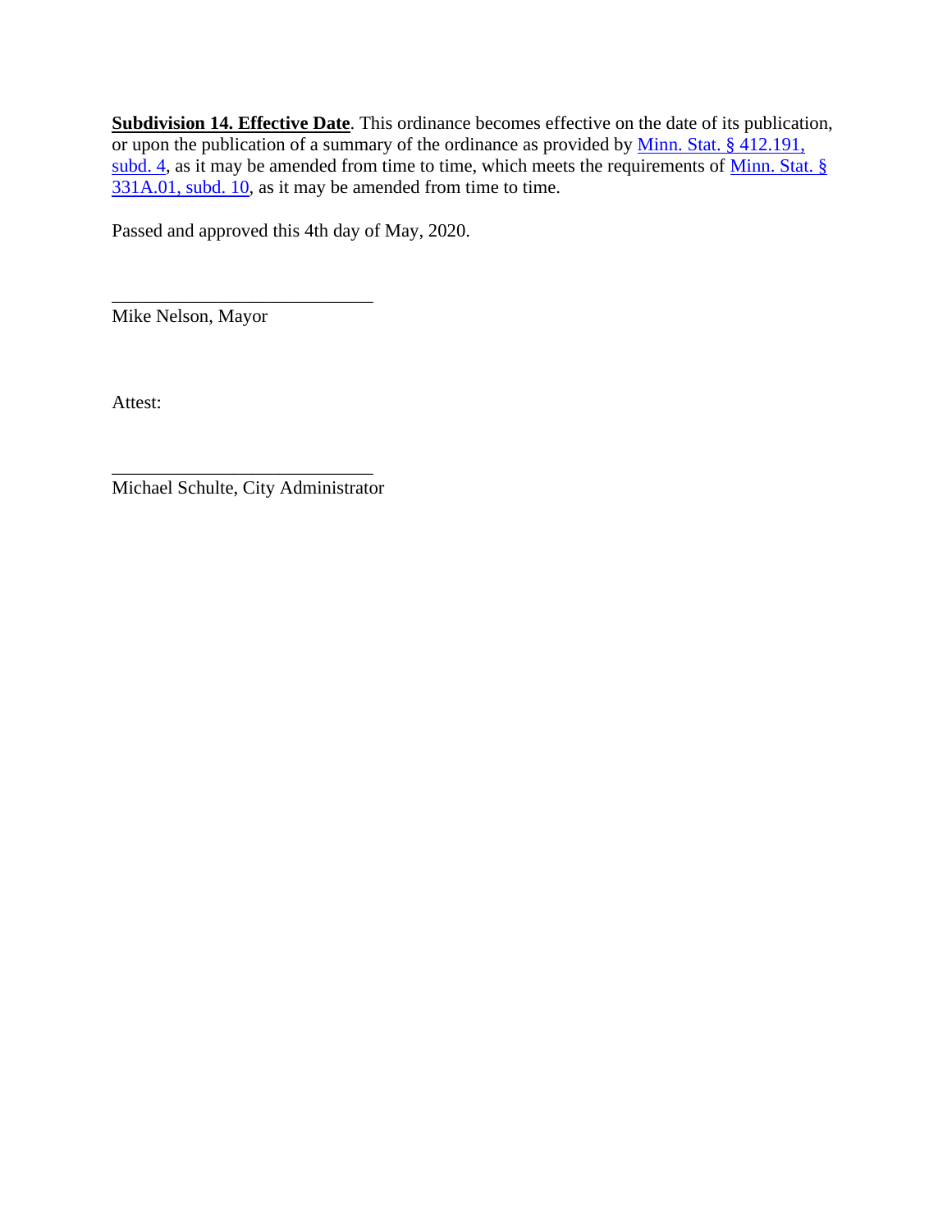**<u>Subdivision 14. Effective Date</u>**. This ordinance becomes effective on the date of its publication, or upon the publication of a summary of the ordinance as provided by Minn. Stat. § 412.191, subd. 4, as it may be amended from time to time, which meets the requirements of Minn. Stat. § 331A.01, subd. 10, as it may be amended from time to time.

Passed and approved this 4th day of May, 2020.

\_\_\_\_\_\_\_\_\_\_\_\_\_\_\_\_\_\_\_\_\_\_\_\_\_\_\_\_\_

Mike Nelson, Mayor

Attest:

\_\_\_\_\_\_\_\_\_\_\_\_\_\_\_\_\_\_\_\_\_\_\_\_\_\_\_\_\_

Michael Schulte, City Administrator